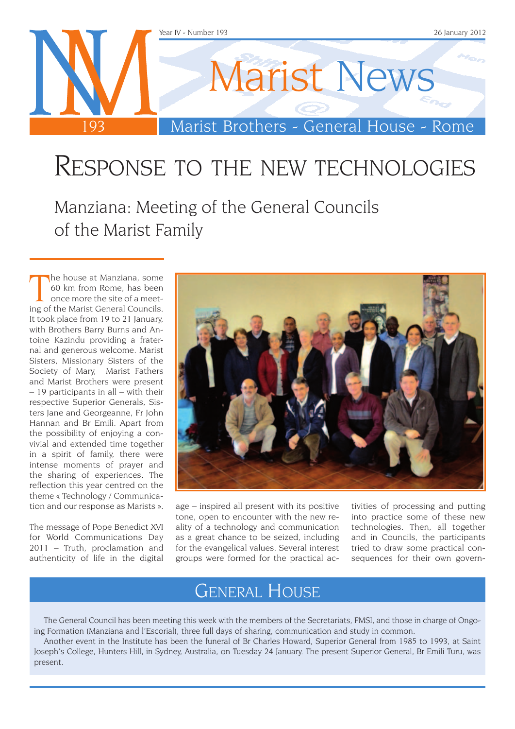Year IV - Number 193

26 January 2012

# Marist News

Marist Brothers - General House - Rome

# Response to the new technologies

## Manziana: Meeting of the General Councils of the Marist Family

The house at Manziana, some 60 km from Rome, has been once more the site of a meeting of the Marist General Councils. It took place from 19 to 21 January, with Brothers Barry Burns and Antoine Kazindu providing a fraternal and generous welcome. Marist Sisters, Missionary Sisters of the Society of Mary, Marist Fathers and Marist Brothers were present – 19 participants in all – with their respective Superior Generals, Sisters Jane and Georgeanne, Fr John Hannan and Br Emili. Apart from the possibility of enjoying a convivial and extended time together in a spirit of family, there were intense moments of prayer and the sharing of experiences. The reflection this year centred on the theme « Technology / Communication and our response as Marists ».

The message of Pope Benedict XVI for World Communications Day 2011 – Truth, proclamation and authenticity of life in the digital age – inspired all present with its positive tone, open to encounter with the new reality of a technology and communication as a great chance to be seized, including for the evangelical values. Several interest groups were formed for the practical activities of processing and putting into practice some of these new technologies. Then, all together and in Councils, the participants tried to draw some practical consequences for their own govern-

## General House

The General Council has been meeting this week with the members of the Secretariats, FMSI, and those in charge of Ongoing Formation (Manziana and l'Escorial), three full days of sharing, communication and study in common.

Another event in the Institute has been the funeral of Br Charles Howard, Superior General from 1985 to 1993, at Saint Joseph's College, Hunters Hill, in Sydney, Australia, on Tuesday 24 January. The present Superior General, Br Emili Turu, was present.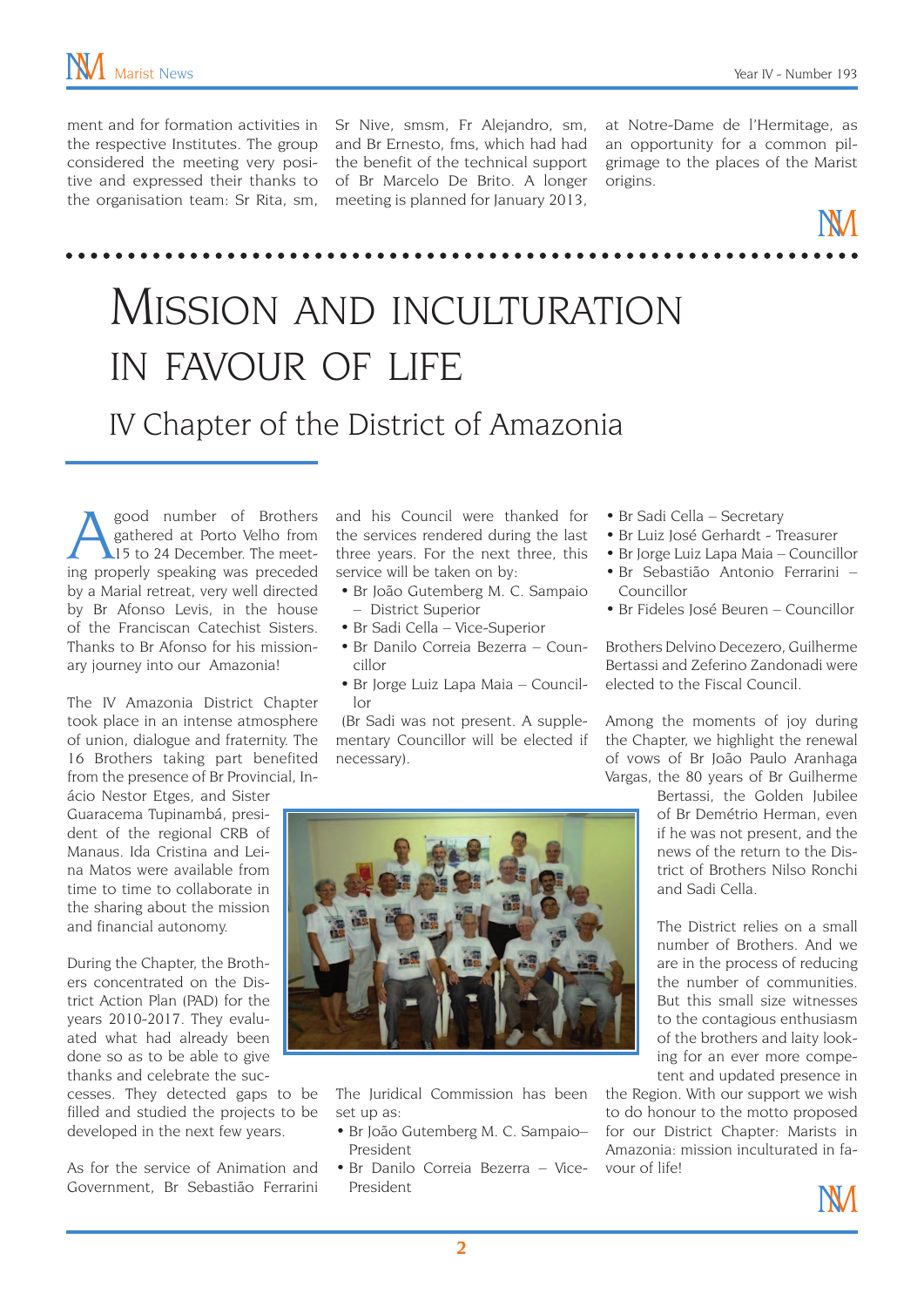ment and for formation activities in the respective Institutes. The group considered the meeting very positive and expressed their thanks to the organisation team: Sr Rita, sm, Sr Nive, smsm, Fr Alejandro, sm, and Br Ernesto, fms, which had had the benefit of the technical support of Br Marcelo De Brito. A longer meeting is planned for January 2013, at Notre-Dame de l'Hermitage, as an opportunity for a common pilgrimage to the places of the Marist origins.

# Mission and inculturation in favour of life

## IV Chapter of the District of Amazonia

A good number of Brothers gathered at Porto Velho from 15 to 24 December. The meeting properly speaking was preceded by a Marial retreat, very well directed by Br Afonso Levis, in the house of the Franciscan Catechist Sisters. Thanks to Br Afonso for his missionary journey into our Amazonia!

The IV Amazonia District Chapter took place in an intense atmosphere of union, dialogue and fraternity. The 16 Brothers taking part benefited from the presence of Br Provincial, Inácio Nestor Etges, and Sister Guaracema Tupinambá, president of the regional CRB of Manaus. Ida Cristina and Leina Matos were available from time to time to collaborate in the sharing about the mission and financial autonomy.

During the Chapter, the Brothers concentrated on the District Action Plan (PAD) for the years 2010-2017. They evaluated what had already been done so as to be able to give thanks and celebrate the successes. They detected gaps to be filled and studied the projects to be developed in the next few years.

As for the service of Animation and Government, Br Sebastião Ferrarini and his Council were thanked for the services rendered during the last three years. For the next three, this service will be taken on by:

- Br João Gutemberg M. C. Sampaio – District Superior
- Br Sadi Cella – Vice-Superior
- Br Danilo Correia Bezerra – Councillor
- Br Jorge Luiz Lapa Maia – Councillor

(Br Sadi was not present. A supplementary Councillor will be elected if necessary).

The Juridical Commission has been set up as:

- Br João Gutemberg M. C. Sampaio– President
- Br Danilo Correia Bezerra – Vice-President
- Br Sadi Cella – Secretary
- Br Luiz José Gerhardt - Treasurer
- Br Jorge Luiz Lapa Maia – Councillor
- Br Sebastião Antonio Ferrarini – Councillor
- Br Fideles José Beuren – Councillor

Brothers Delvino Decezero, Guilherme Bertassi and Zeferino Zandonadi were elected to the Fiscal Council.

Among the moments of joy during the Chapter, we highlight the renewal of vows of Br João Paulo Aranhaga Vargas, the 80 years of Br Guilherme Bertassi, the Golden Jubilee of Br Demétrio Herman, even if he was not present, and the news of the return to the District of Brothers Nilso Ronchi and Sadi Cella.

The District relies on a small number of Brothers. And we are in the process of reducing the number of communities. But this small size witnesses to the contagious enthusiasm of the brothers and laity looking for an ever more competent and updated presence in the Region. With our support we wish to do honour to the motto proposed for our District Chapter: Marists in Amazonia: mission inculturated in favour of life!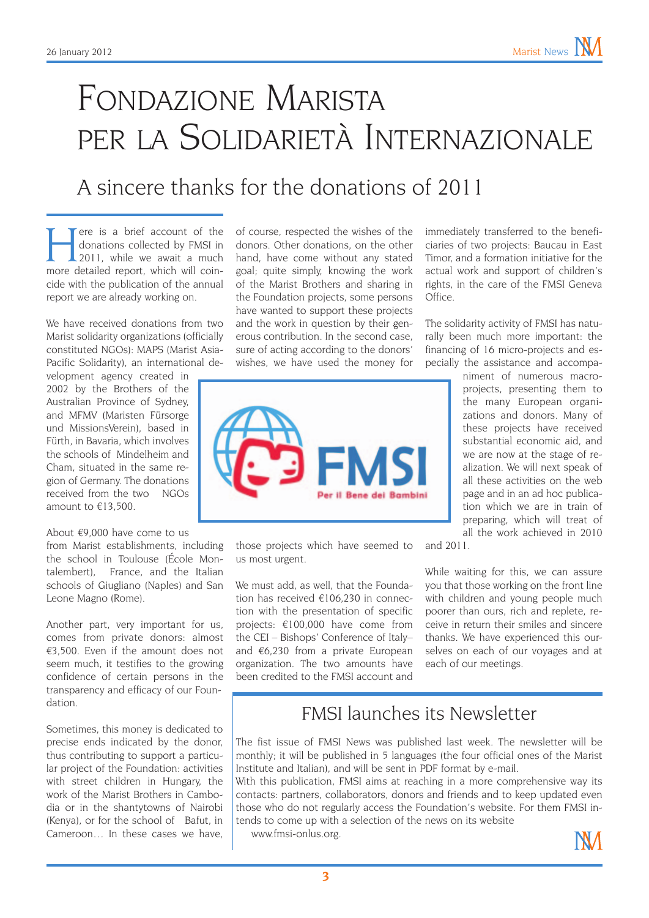# Fondazione Marista per la Solidarietà Internazionale

## A sincere thanks for the donations of 2011

Here is a brief account of the donations collected by FMSI in 2011, while we await a much more detailed report, which will coincide with the publication of the annual report we are already working on.

We have received donations from two Marist solidarity organizations (officially constituted NGOs): MAPS (Marist Asia-Pacific Solidarity), an international development agency created in 2002 by the Brothers of the Australian Province of Sydney, and MFMV (Maristen Fürsorge und MissionsVerein), based in Fürth, in Bavaria, which involves the schools of Mindelheim and Cham, situated in the same region of Germany. The donations received from the two NGOs amount to €13,500.

About €9,000 have come to us from Marist establishments, including the school in Toulouse (École Montalembert), France, and the Italian schools of Giugliano (Naples) and San Leone Magno (Rome).

Another part, very important for us, comes from private donors: almost €3,500. Even if the amount does not seem much, it testifies to the growing confidence of certain persons in the transparency and efficacy of our Foundation.

Sometimes, this money is dedicated to precise ends indicated by the donor, thus contributing to support a particular project of the Foundation: activities with street children in Hungary, the work of the Marist Brothers in Cambodia or in the shantytowns of Nairobi (Kenya), or for the school of Bafut, in Cameroon… In these cases we have, of course, respected the wishes of the donors. Other donations, on the other hand, have come without any stated goal; quite simply, knowing the work of the Marist Brothers and sharing in the Foundation projects, some persons have wanted to support these projects and the work in question by their generous contribution. In the second case, sure of acting according to the donors' wishes, we have used the money for those projects which have seemed to us most urgent.

We must add, as well, that the Foundation has received €106,230 in connection with the presentation of specific projects: €100,000 have come from the CEI – Bishops' Conference of Italy– and €6,230 from a private European organization. The two amounts have been credited to the FMSI account and immediately transferred to the beneficiaries of two projects: Baucau in East Timor, and a formation initiative for the actual work and support of children's rights, in the care of the FMSI Geneva Office.

The solidarity activity of FMSI has naturally been much more important: the financing of 16 micro-projects and especially the assistance and accompaniment of numerous macro-projects, presenting them to the many European organizations and donors. Many of these projects have received substantial economic aid, and we are now at the stage of realization. We will next speak of all these activities on the web page and in an ad hoc publication which we are in train of preparing, which will treat of all the work achieved in 2010 and 2011.

While waiting for this, we can assure you that those working on the front line with children and young people much poorer than ours, rich and replete, receive in return their smiles and sincere thanks. We have experienced this ourselves on each of our voyages and at each of our meetings.

## FMSI launches its Newsletter

The fist issue of FMSI News was published last week. The newsletter will be monthly; it will be published in 5 languages (the four official ones of the Marist Institute and Italian), and will be sent in PDF format by e-mail.

With this publication, FMSI aims at reaching in a more comprehensive way its contacts: partners, collaborators, donors and friends and to keep updated even those who do not regularly access the Foundation's website. For them FMSI intends to come up with a selection of the news on its website www.fmsi-onlus.org.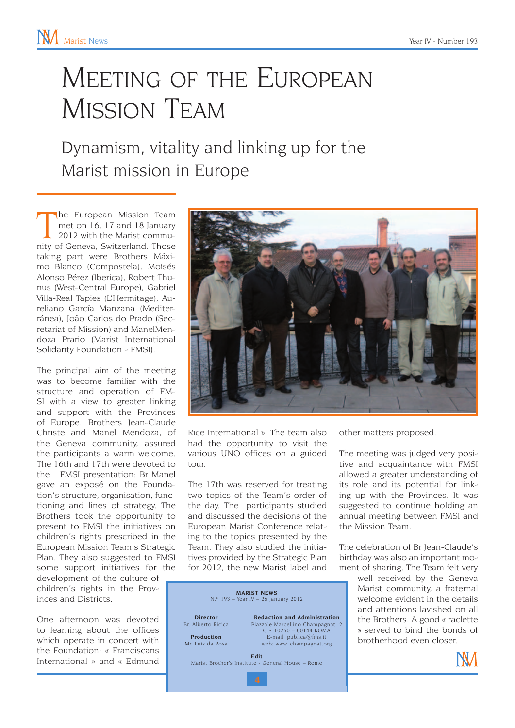# Meeting of the European Mission Team

## Dynamism, vitality and linking up for the Marist mission in Europe

The European Mission Team met on 16, 17 and 18 January 2012 with the Marist community of Geneva, Switzerland. Those taking part were Brothers Máximo Blanco (Compostela), Moisés Alonso Pérez (Iberica), Robert Thunus (West-Central Europe), Gabriel Villa-Real Tapies (L'Hermitage), Aureliano García Manzana (Mediterránea), João Carlos do Prado (Secretariat of Mission) and ManelMendoza Prario (Marist International Solidarity Foundation - FMSI).

The principal aim of the meeting was to become familiar with the structure and operation of FMSI with a view to greater linking and support with the Provinces of Europe. Brothers Jean-Claude Christe and Manel Mendoza, of the Geneva community, assured the participants a warm welcome. The 16th and 17th were devoted to the FMSI presentation: Br Manel gave an exposé on the Foundation's structure, organisation, functioning and lines of strategy. The Brothers took the opportunity to present to FMSI the initiatives on children's rights prescribed in the European Mission Team's Strategic Plan. They also suggested to FMSI some support initiatives for the development of the culture of children's rights in the Provinces and Districts.

One afternoon was devoted to learning about the offices which operate in concert with the Foundation: « Franciscans International » and « Edmund Rice International ». The team also had the opportunity to visit the various UNO offices on a guided tour.

The 17th was reserved for treating two topics of the Team's order of the day. The participants studied and discussed the decisions of the European Marist Conference relating to the topics presented by the Team. They also studied the initiatives provided by the Strategic Plan for 2012, the new Marist label and other matters proposed.

The meeting was judged very positive and acquaintance with FMSI allowed a greater understanding of its role and its potential for linking up with the Provinces. It was suggested to continue holding an annual meeting between FMSI and the Mission Team.

The celebration of Br Jean-Claude's birthday was also an important moment of sharing. The Team felt very well received by the Geneva Marist community, a fraternal welcome evident in the details and attentions lavished on all the Brothers. A good « raclette » served to bind the bonds of brotherhood even closer.

---

**MARIST NEWS**
N.º 193 – Year IV – 26 January 2012

**Director**
Br. Alberto Ricica

**Production**
Mr. Luiz da Rosa

**Redaction and Administration**
Piazzale Marcellino Champagnat, 2
C.P. 10250 – 00144 ROMA
E-mail: publica@fms.it
web: www. champagnat.org

**Edit**
Marist Brother's Institute - General House – Rome